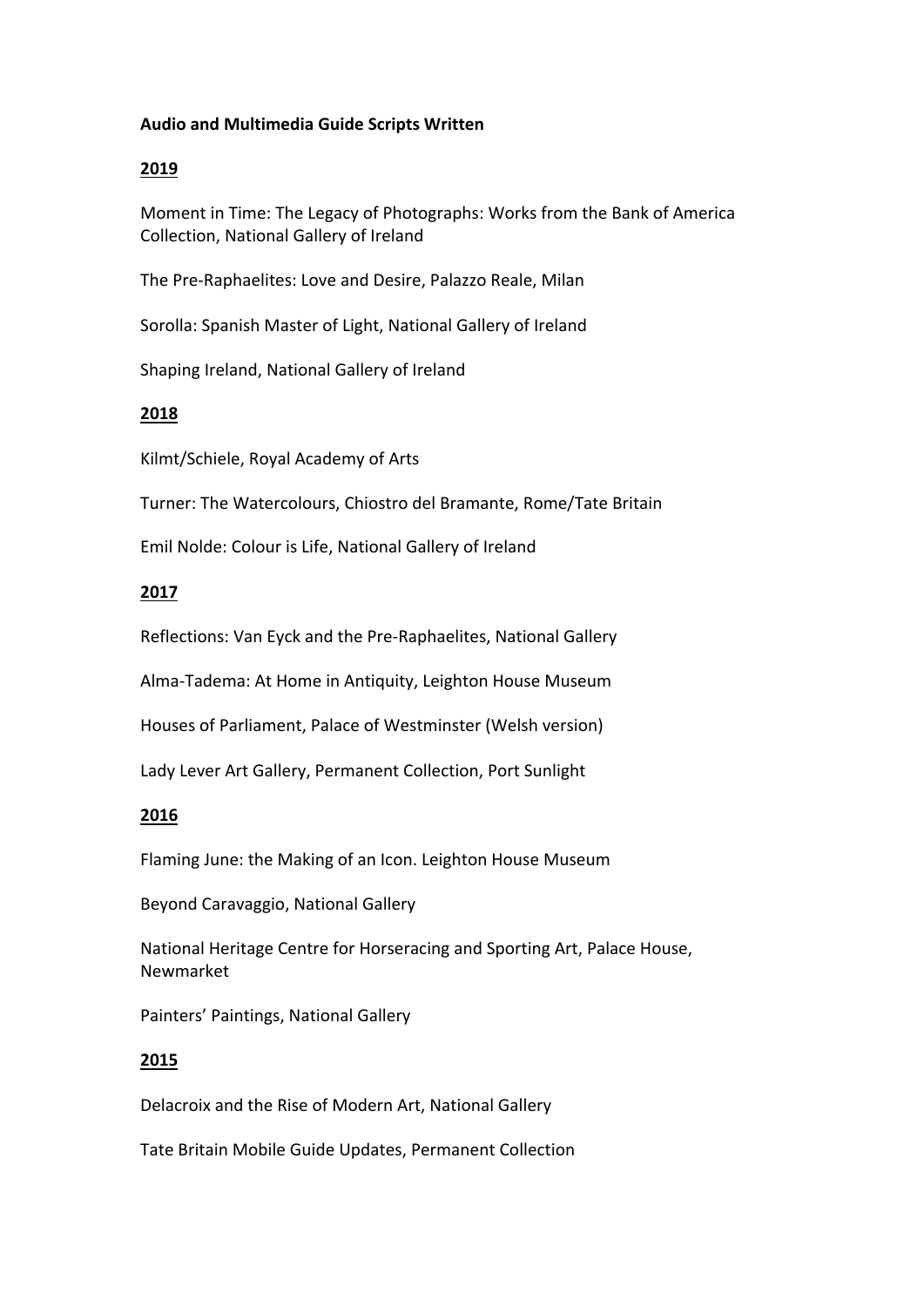**Audio and Multimedia Guide Scripts Written**

**2019**

Moment in Time: The Legacy of Photographs: Works from the Bank of America Collection, National Gallery of Ireland

The Pre-Raphaelites: Love and Desire, Palazzo Reale, Milan

Sorolla: Spanish Master of Light, National Gallery of Ireland

Shaping Ireland, National Gallery of Ireland

**2018**

Kilmt/Schiele, Royal Academy of Arts

Turner: The Watercolours, Chiostro del Bramante, Rome/Tate Britain

Emil Nolde: Colour is Life, National Gallery of Ireland

**2017**

Reflections: Van Eyck and the Pre-Raphaelites, National Gallery

Alma-Tadema: At Home in Antiquity, Leighton House Museum

Houses of Parliament, Palace of Westminster (Welsh version)

Lady Lever Art Gallery, Permanent Collection, Port Sunlight

**2016**

Flaming June: the Making of an Icon. Leighton House Museum

Beyond Caravaggio, National Gallery

National Heritage Centre for Horseracing and Sporting Art, Palace House, Newmarket

Painters' Paintings, National Gallery

**2015**

Delacroix and the Rise of Modern Art, National Gallery

Tate Britain Mobile Guide Updates, Permanent Collection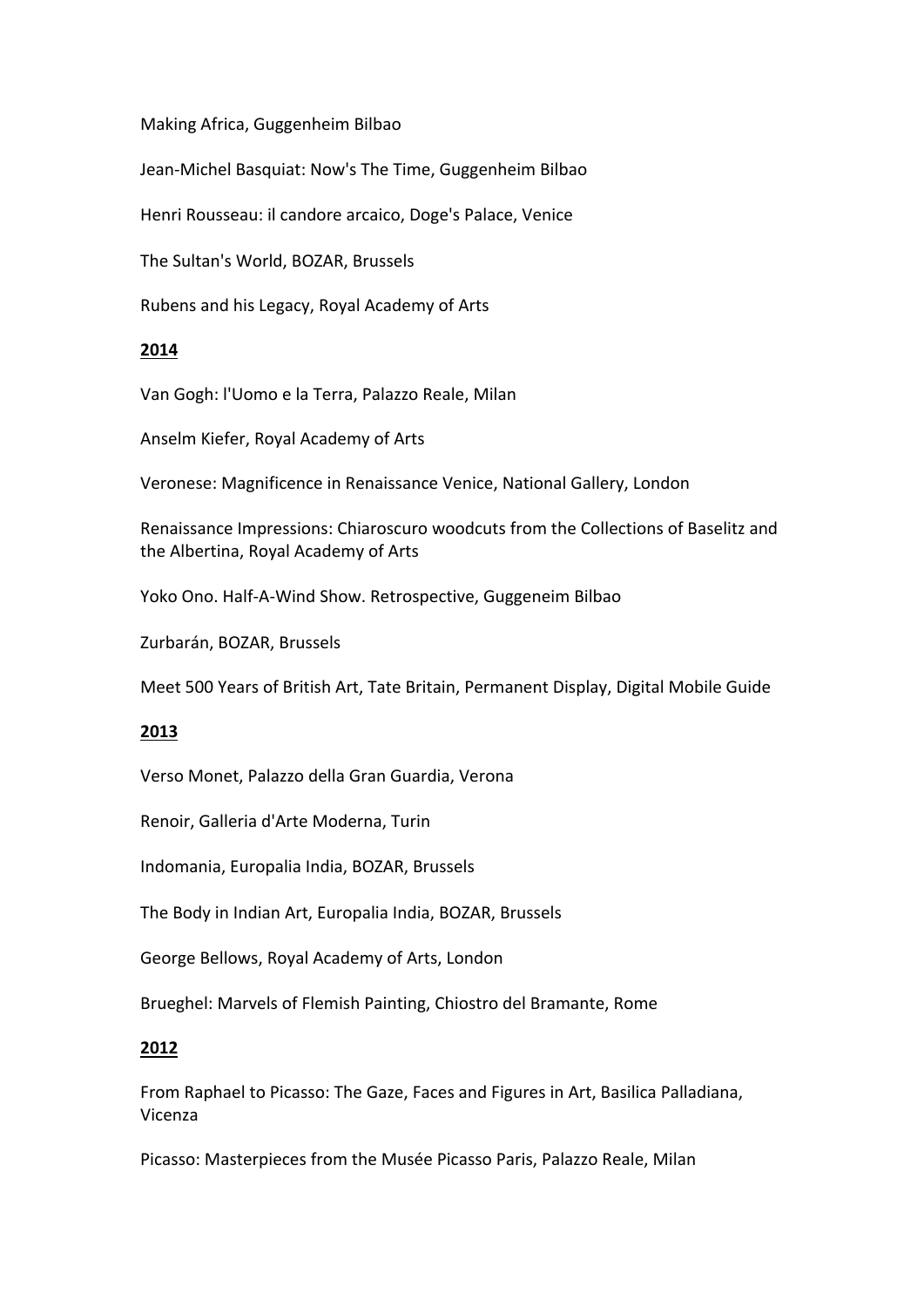Making Africa, Guggenheim Bilbao

Jean-Michel Basquiat: Now's The Time, Guggenheim Bilbao

Henri Rousseau: il candore arcaico, Doge's Palace, Venice

The Sultan's World, BOZAR, Brussels

Rubens and his Legacy, Royal Academy of Arts

**2014**

Van Gogh: l'Uomo e la Terra, Palazzo Reale, Milan

Anselm Kiefer, Royal Academy of Arts

Veronese: Magnificence in Renaissance Venice, National Gallery, London

Renaissance Impressions: Chiaroscuro woodcuts from the Collections of Baselitz and the Albertina, Royal Academy of Arts

Yoko Ono. Half-A-Wind Show. Retrospective, Guggeneim Bilbao

Zurbarán, BOZAR, Brussels

Meet 500 Years of British Art, Tate Britain, Permanent Display, Digital Mobile Guide

**2013**

Verso Monet, Palazzo della Gran Guardia, Verona

Renoir, Galleria d'Arte Moderna, Turin

Indomania, Europalia India, BOZAR, Brussels

The Body in Indian Art, Europalia India, BOZAR, Brussels

George Bellows, Royal Academy of Arts, London

Brueghel: Marvels of Flemish Painting, Chiostro del Bramante, Rome

**2012**

From Raphael to Picasso: The Gaze, Faces and Figures in Art, Basilica Palladiana, Vicenza

Picasso: Masterpieces from the Musée Picasso Paris, Palazzo Reale, Milan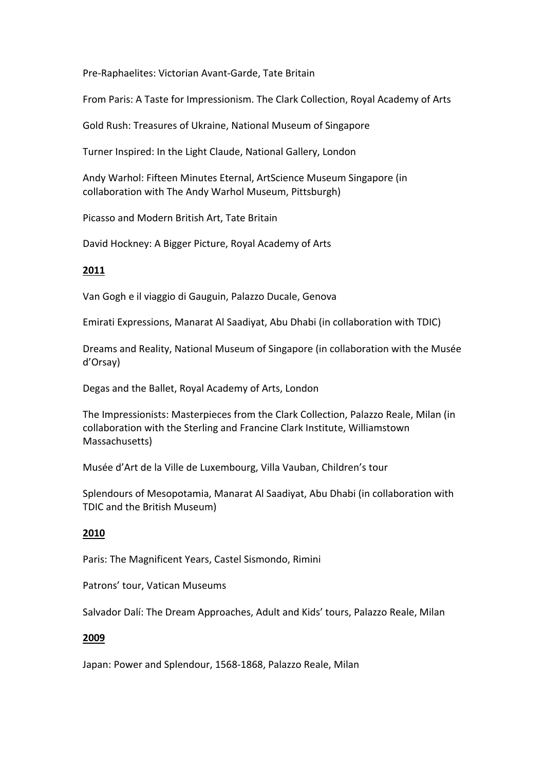Pre-Raphaelites: Victorian Avant-Garde, Tate Britain

From Paris: A Taste for Impressionism. The Clark Collection, Royal Academy of Arts

Gold Rush: Treasures of Ukraine, National Museum of Singapore

Turner Inspired: In the Light Claude, National Gallery, London

Andy Warhol: Fifteen Minutes Eternal, ArtScience Museum Singapore (in collaboration with The Andy Warhol Museum, Pittsburgh)

Picasso and Modern British Art, Tate Britain

David Hockney: A Bigger Picture, Royal Academy of Arts

**2011**

Van Gogh e il viaggio di Gauguin, Palazzo Ducale, Genova

Emirati Expressions, Manarat Al Saadiyat, Abu Dhabi (in collaboration with TDIC)

Dreams and Reality, National Museum of Singapore (in collaboration with the Musée d'Orsay)

Degas and the Ballet, Royal Academy of Arts, London

The Impressionists: Masterpieces from the Clark Collection, Palazzo Reale, Milan (in collaboration with the Sterling and Francine Clark Institute, Williamstown Massachusetts)

Musée d'Art de la Ville de Luxembourg, Villa Vauban, Children's tour

Splendours of Mesopotamia, Manarat Al Saadiyat, Abu Dhabi (in collaboration with TDIC and the British Museum)

**2010**

Paris: The Magnificent Years, Castel Sismondo, Rimini

Patrons' tour, Vatican Museums

Salvador Dalí: The Dream Approaches, Adult and Kids' tours, Palazzo Reale, Milan

**2009**

Japan: Power and Splendour, 1568-1868, Palazzo Reale, Milan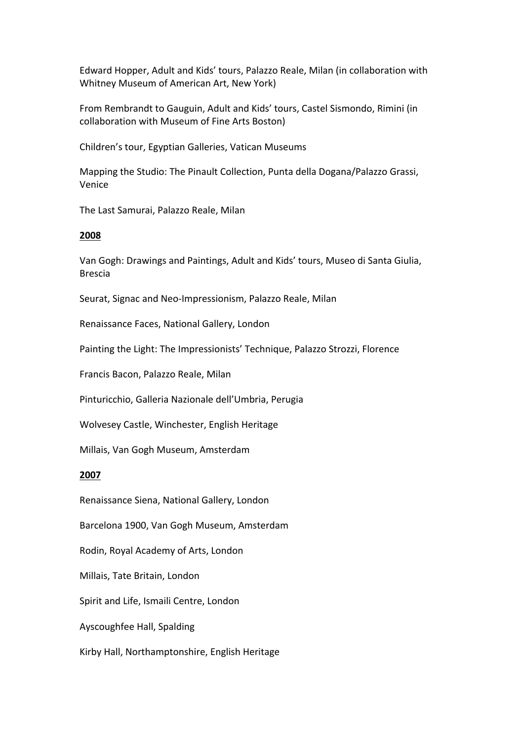Edward Hopper, Adult and Kids' tours, Palazzo Reale, Milan (in collaboration with Whitney Museum of American Art, New York)

From Rembrandt to Gauguin, Adult and Kids' tours, Castel Sismondo, Rimini (in collaboration with Museum of Fine Arts Boston)

Children's tour, Egyptian Galleries, Vatican Museums

Mapping the Studio: The Pinault Collection, Punta della Dogana/Palazzo Grassi, Venice

The Last Samurai, Palazzo Reale, Milan

**2008**

Van Gogh: Drawings and Paintings, Adult and Kids' tours, Museo di Santa Giulia, Brescia

Seurat, Signac and Neo-Impressionism, Palazzo Reale, Milan

Renaissance Faces, National Gallery, London

Painting the Light: The Impressionists' Technique, Palazzo Strozzi, Florence

Francis Bacon, Palazzo Reale, Milan

Pinturicchio, Galleria Nazionale dell'Umbria, Perugia

Wolvesey Castle, Winchester, English Heritage

Millais, Van Gogh Museum, Amsterdam

**2007**

Renaissance Siena, National Gallery, London

Barcelona 1900, Van Gogh Museum, Amsterdam

Rodin, Royal Academy of Arts, London

Millais, Tate Britain, London

Spirit and Life, Ismaili Centre, London

Ayscoughfee Hall, Spalding

Kirby Hall, Northamptonshire, English Heritage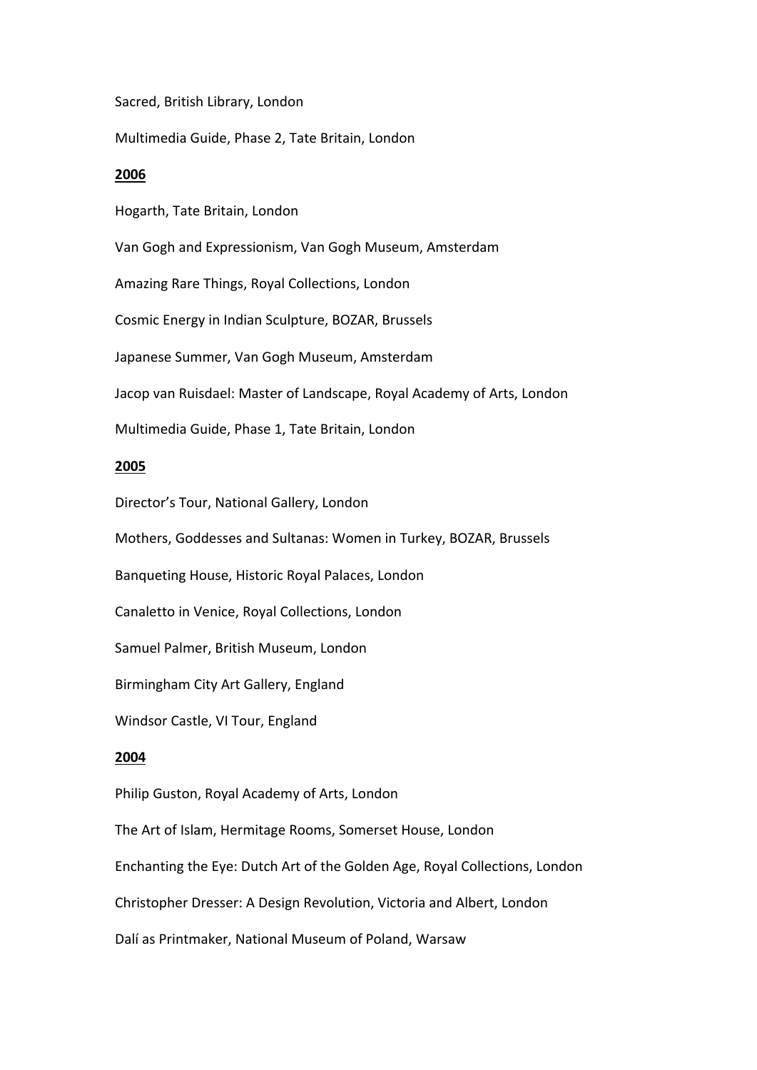Sacred, British Library, London

Multimedia Guide, Phase 2, Tate Britain, London

**2006**

Hogarth, Tate Britain, London

Van Gogh and Expressionism, Van Gogh Museum, Amsterdam

Amazing Rare Things, Royal Collections, London

Cosmic Energy in Indian Sculpture, BOZAR, Brussels

Japanese Summer, Van Gogh Museum, Amsterdam

Jacop van Ruisdael: Master of Landscape, Royal Academy of Arts, London

Multimedia Guide, Phase 1, Tate Britain, London

**2005**

Director's Tour, National Gallery, London

Mothers, Goddesses and Sultanas: Women in Turkey, BOZAR, Brussels

Banqueting House, Historic Royal Palaces, London

Canaletto in Venice, Royal Collections, London

Samuel Palmer, British Museum, London

Birmingham City Art Gallery, England

Windsor Castle, VI Tour, England

**2004**

Philip Guston, Royal Academy of Arts, London

The Art of Islam, Hermitage Rooms, Somerset House, London

Enchanting the Eye: Dutch Art of the Golden Age, Royal Collections, London

Christopher Dresser: A Design Revolution, Victoria and Albert, London

Dalí as Printmaker, National Museum of Poland, Warsaw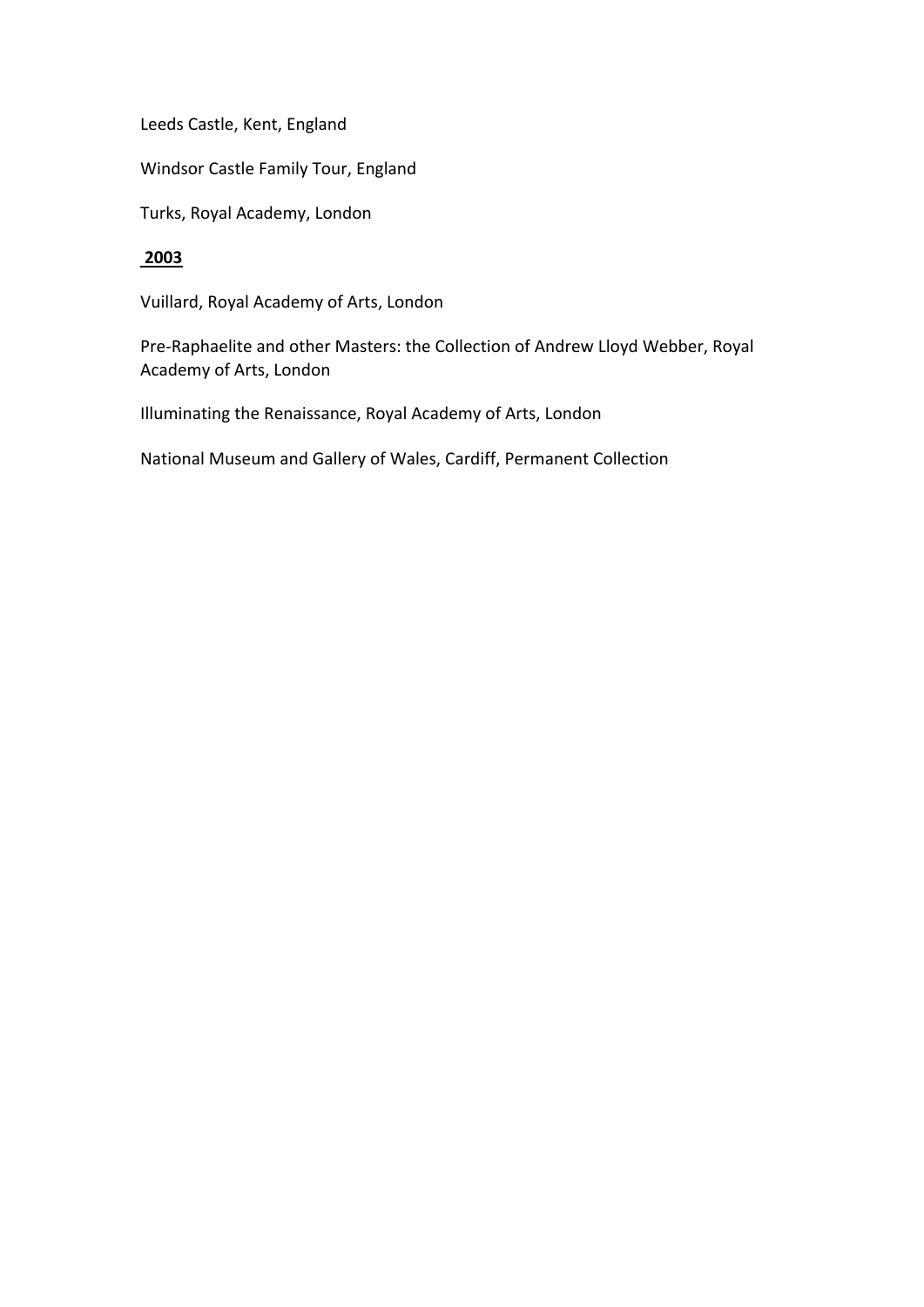Leeds Castle, Kent, England

Windsor Castle Family Tour, England

Turks, Royal Academy, London

**<u>2003</u>**

Vuillard, Royal Academy of Arts, London

Pre-Raphaelite and other Masters: the Collection of Andrew Lloyd Webber, Royal Academy of Arts, London

Illuminating the Renaissance, Royal Academy of Arts, London

National Museum and Gallery of Wales, Cardiff, Permanent Collection